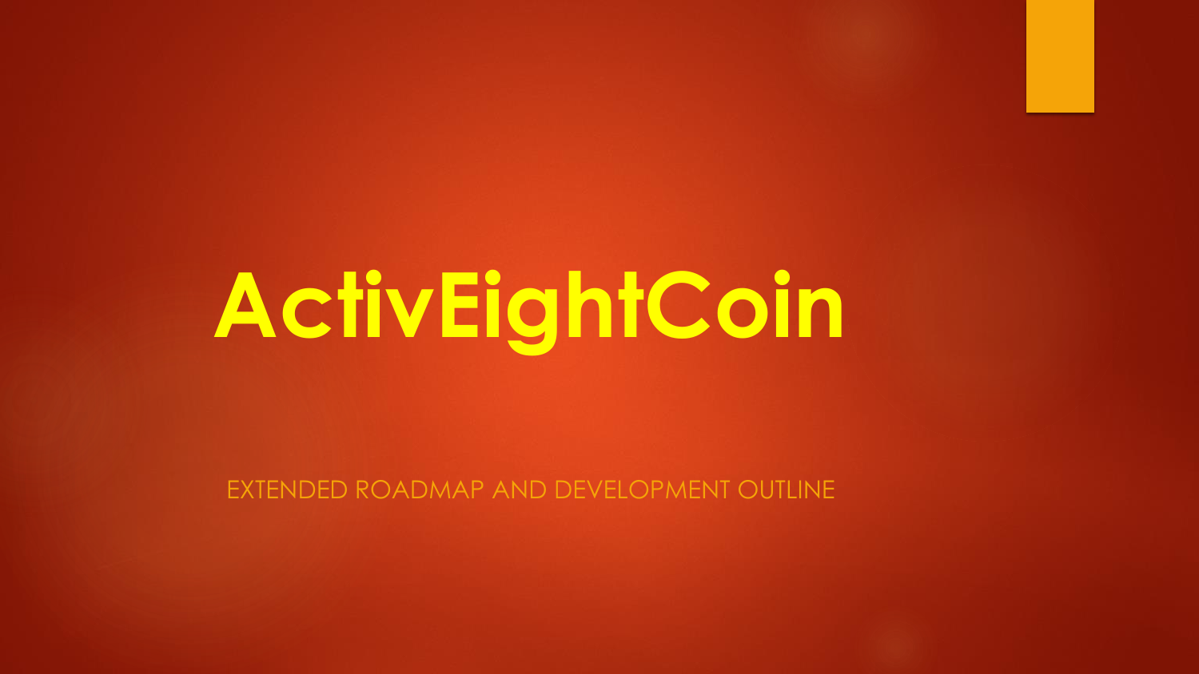# ActivEightCoin

EXTENDED ROADMAP AND DEVELOPMENT OUTLINE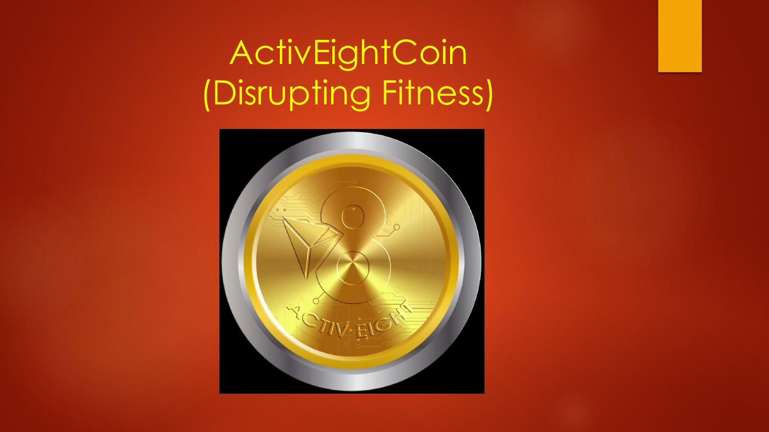# ActivEightCoin
# (Disrupting Fitness)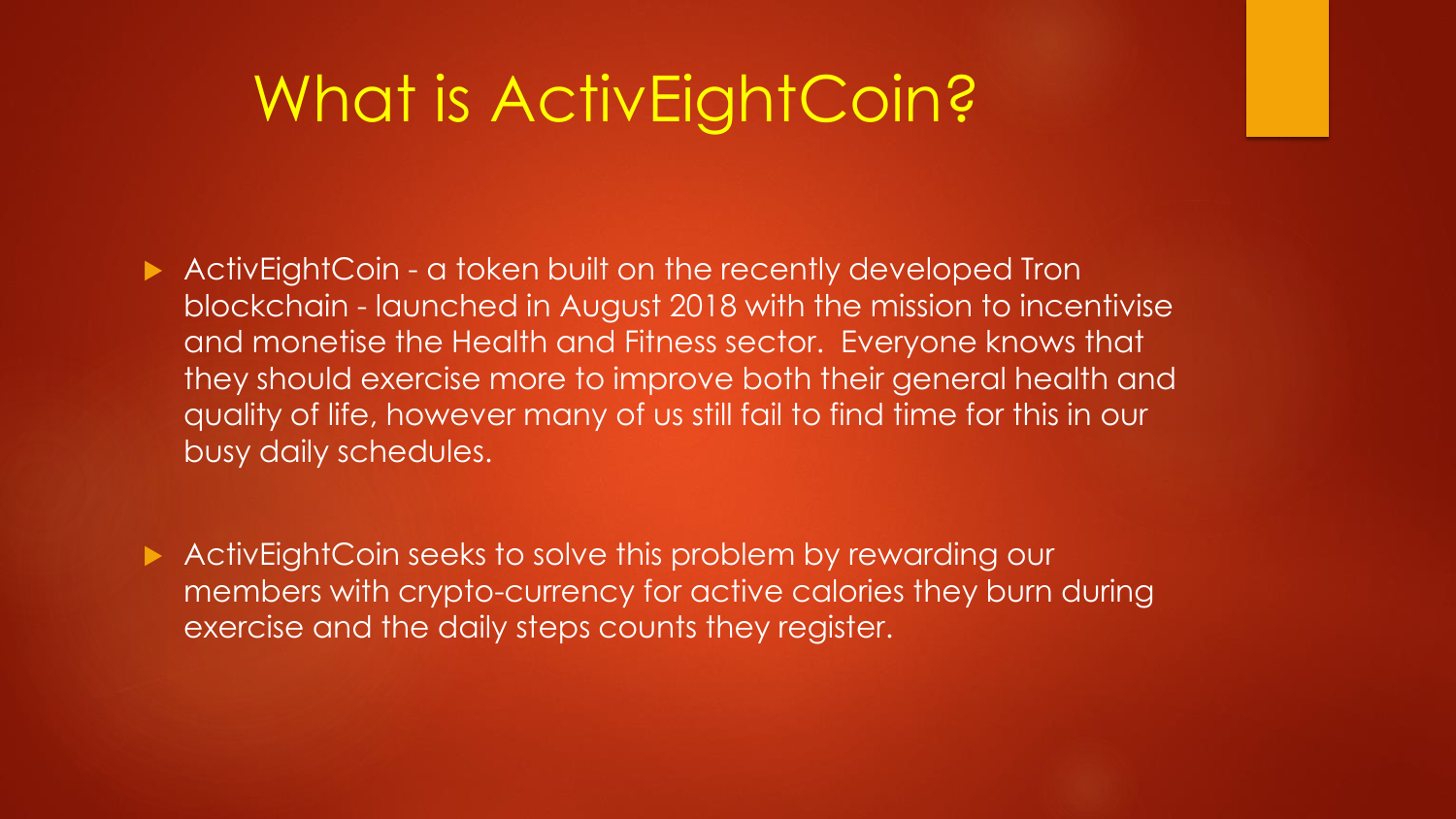# What is ActivEightCoin?

- ActivEightCoin - a token built on the recently developed Tron blockchain - launched in August 2018 with the mission to incentivise and monetise the Health and Fitness sector. Everyone knows that they should exercise more to improve both their general health and quality of life, however many of us still fail to find time for this in our busy daily schedules.

- ActivEightCoin seeks to solve this problem by rewarding our members with crypto-currency for active calories they burn during exercise and the daily steps counts they register.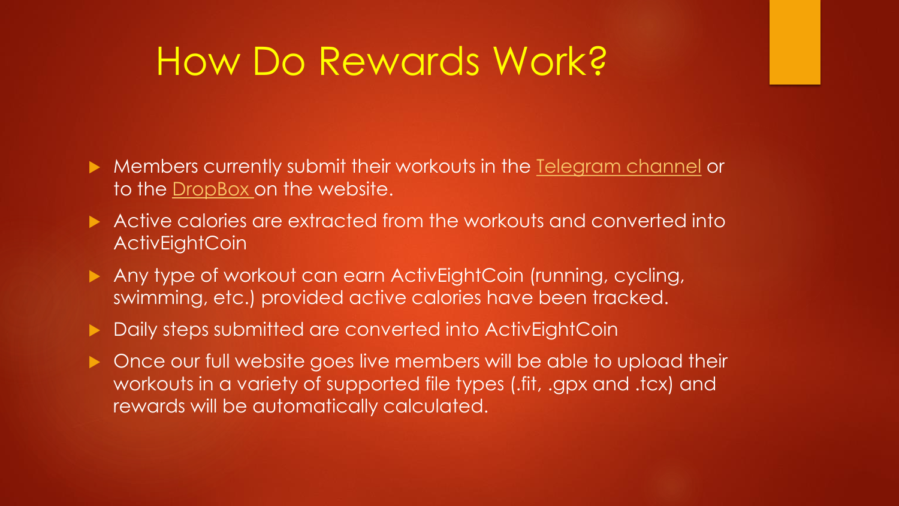# How Do Rewards Work?

- Members currently submit their workouts in the Telegram channel or to the DropBox on the website.
- Active calories are extracted from the workouts and converted into ActivEightCoin
- Any type of workout can earn ActivEightCoin (running, cycling, swimming, etc.) provided active calories have been tracked.
- Daily steps submitted are converted into ActivEightCoin
- Once our full website goes live members will be able to upload their workouts in a variety of supported file types (.fit, .gpx and .tcx) and rewards will be automatically calculated.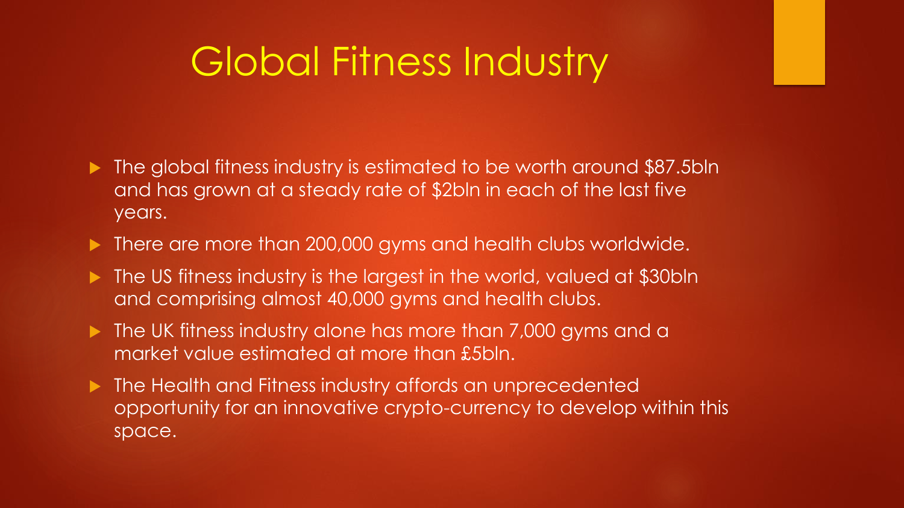# Global Fitness Industry

- The global fitness industry is estimated to be worth around $87.5bln and has grown at a steady rate of $2bln in each of the last five years.
- There are more than 200,000 gyms and health clubs worldwide.
- The US fitness industry is the largest in the world, valued at $30bln and comprising almost 40,000 gyms and health clubs.
- The UK fitness industry alone has more than 7,000 gyms and a market value estimated at more than £5bln.
- The Health and Fitness industry affords an unprecedented opportunity for an innovative crypto-currency to develop within this space.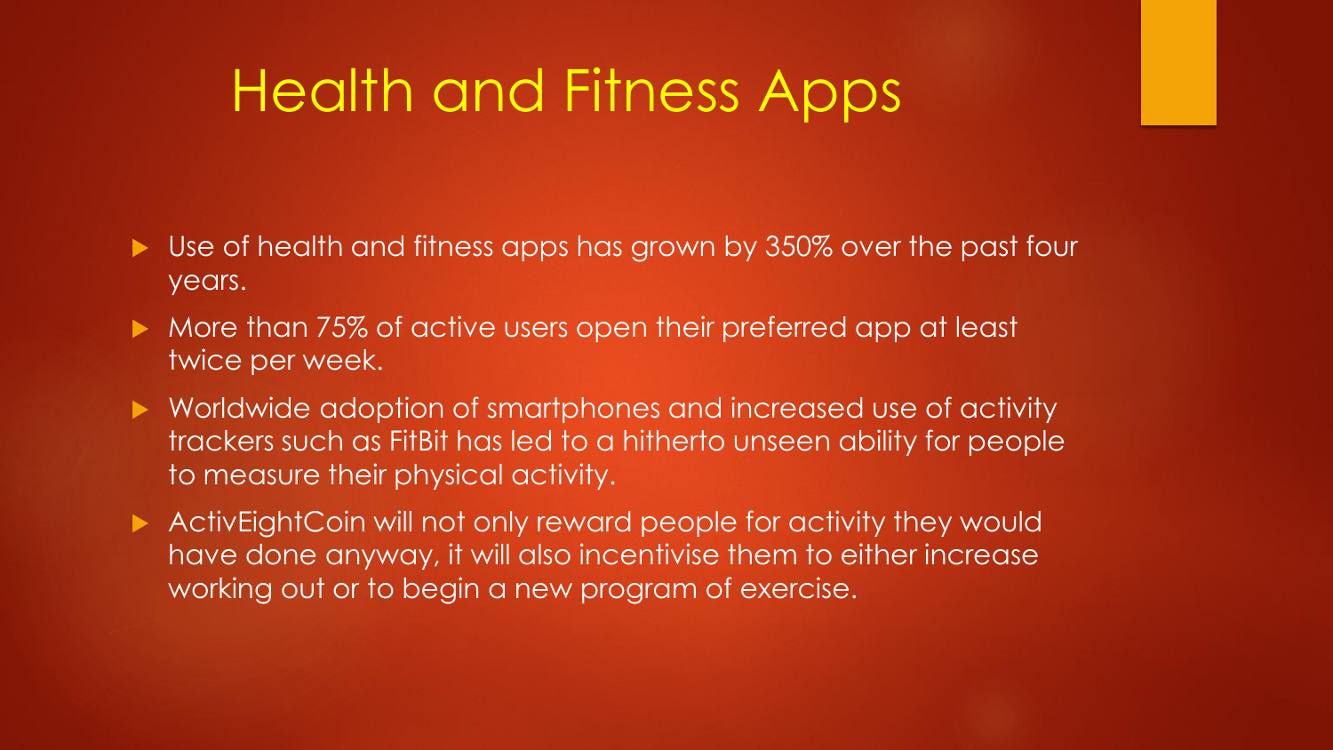# Health and Fitness Apps

- Use of health and fitness apps has grown by 350% over the past four years.
- More than 75% of active users open their preferred app at least twice per week.
- Worldwide adoption of smartphones and increased use of activity trackers such as FitBit has led to a hitherto unseen ability for people to measure their physical activity.
- ActivEightCoin will not only reward people for activity they would have done anyway, it will also incentivise them to either increase working out or to begin a new program of exercise.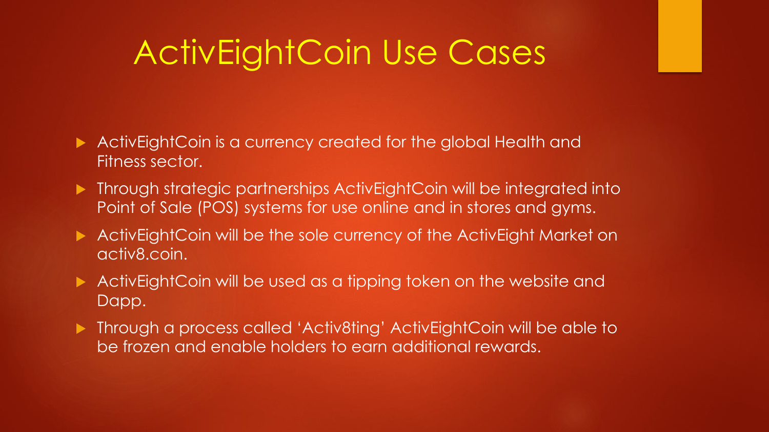# ActivEightCoin Use Cases

- ActivEightCoin is a currency created for the global Health and Fitness sector.
- Through strategic partnerships ActivEightCoin will be integrated into Point of Sale (POS) systems for use online and in stores and gyms.
- ActivEightCoin will be the sole currency of the ActivEight Market on activ8.coin.
- ActivEightCoin will be used as a tipping token on the website and Dapp.
- Through a process called 'Activ8ting' ActivEightCoin will be able to be frozen and enable holders to earn additional rewards.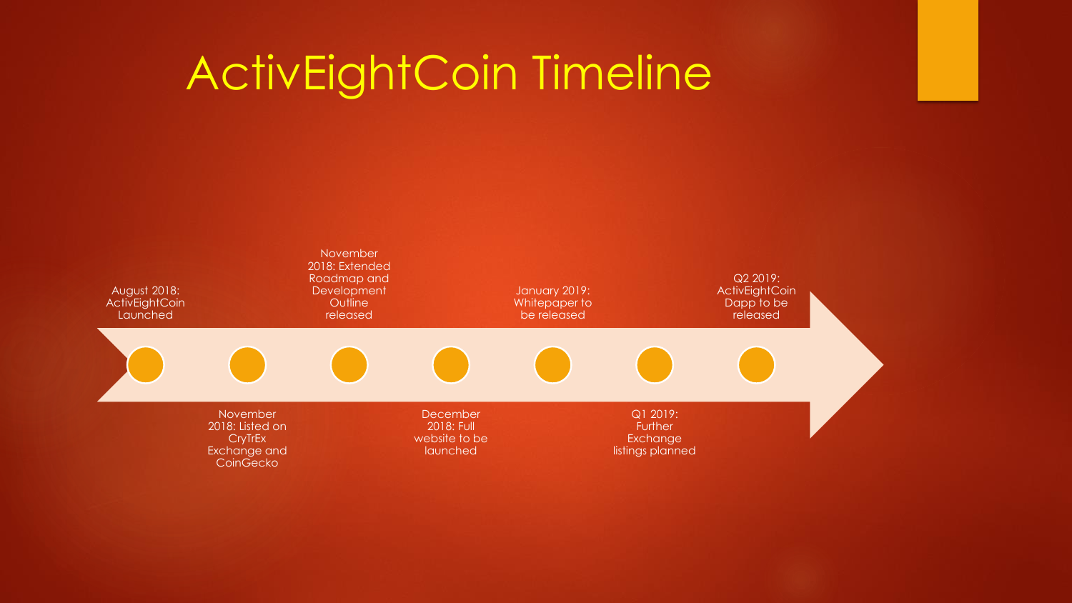# ActivEightCoin Timeline

- August 2018: ActivEightCoin Launched
- November 2018: Listed on CryTrEx Exchange and CoinGecko
- November 2018: Extended Roadmap and Development Outline released
- December 2018: Full website to be launched
- January 2019: Whitepaper to be released
- Q1 2019: Further Exchange listings planned
- Q2 2019: ActivEightCoin Dapp to be released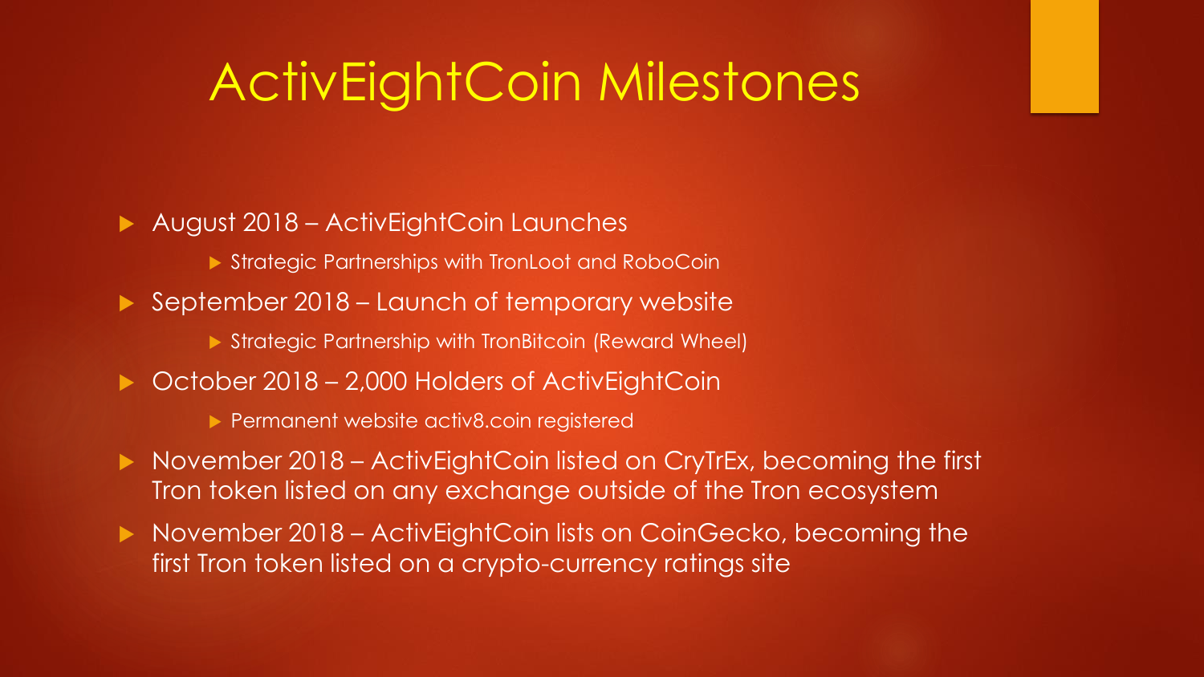# ActivEightCoin Milestones

- August 2018 – ActivEightCoin Launches
  - Strategic Partnerships with TronLoot and RoboCoin
- September 2018 – Launch of temporary website
  - Strategic Partnership with TronBitcoin (Reward Wheel)
- October 2018 – 2,000 Holders of ActivEightCoin
  - Permanent website activ8.coin registered
- November 2018 – ActivEightCoin listed on CryTrEx, becoming the first Tron token listed on any exchange outside of the Tron ecosystem
- November 2018 – ActivEightCoin lists on CoinGecko, becoming the first Tron token listed on a crypto-currency ratings site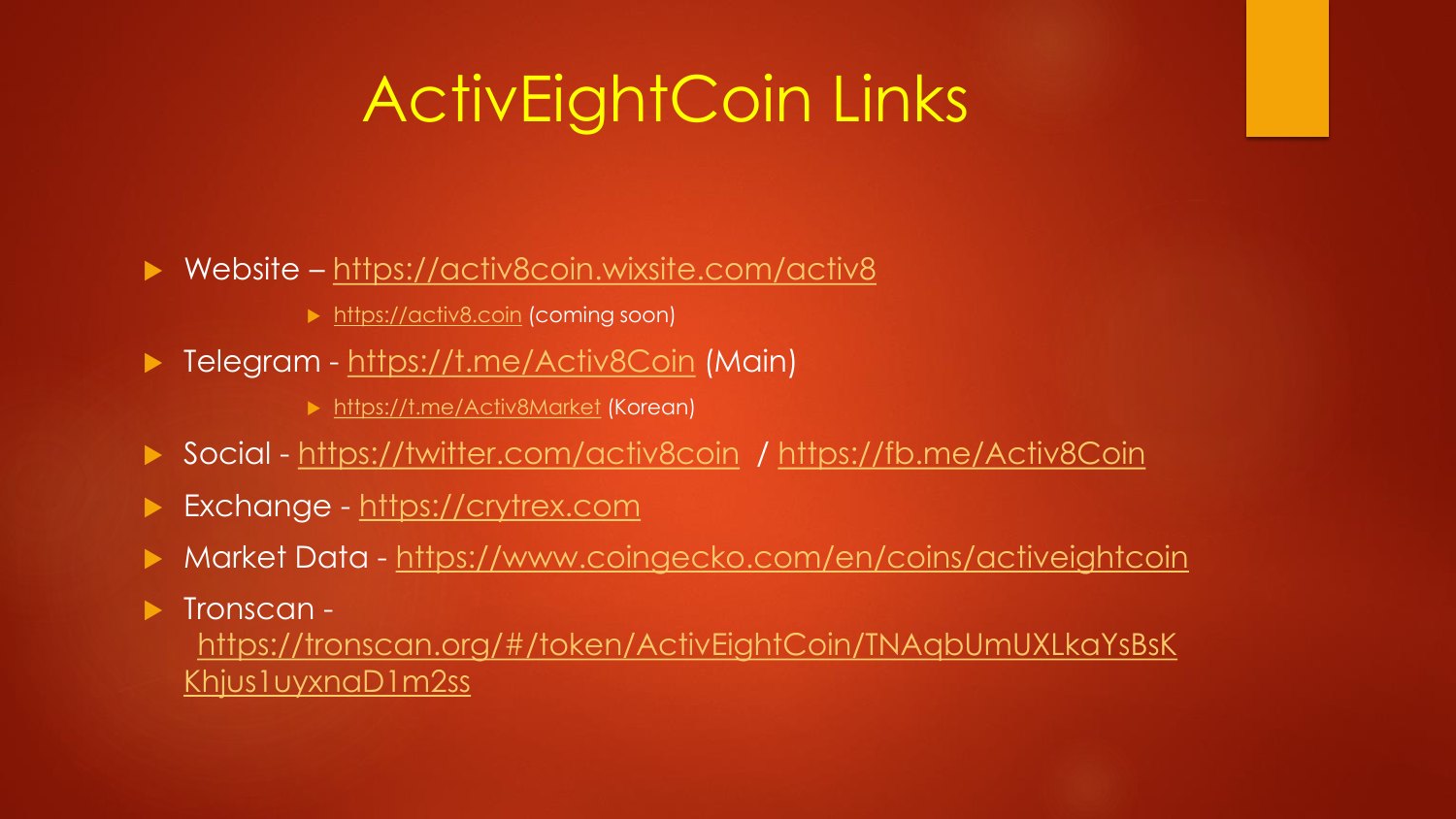# ActivEightCoin Links

- Website – https://activ8coin.wixsite.com/activ8
  - https://activ8.coin (coming soon)
- Telegram - https://t.me/Activ8Coin (Main)
  - https://t.me/Activ8Market (Korean)
- Social - https://twitter.com/activ8coin / https://fb.me/Activ8Coin
- Exchange - https://crytrex.com
- Market Data - https://www.coingecko.com/en/coins/activeightcoin
- Tronscan - https://tronscan.org/#/token/ActivEightCoin/TNAqbUmUXLkaYsBsKKhjus1uyxnaD1m2ss